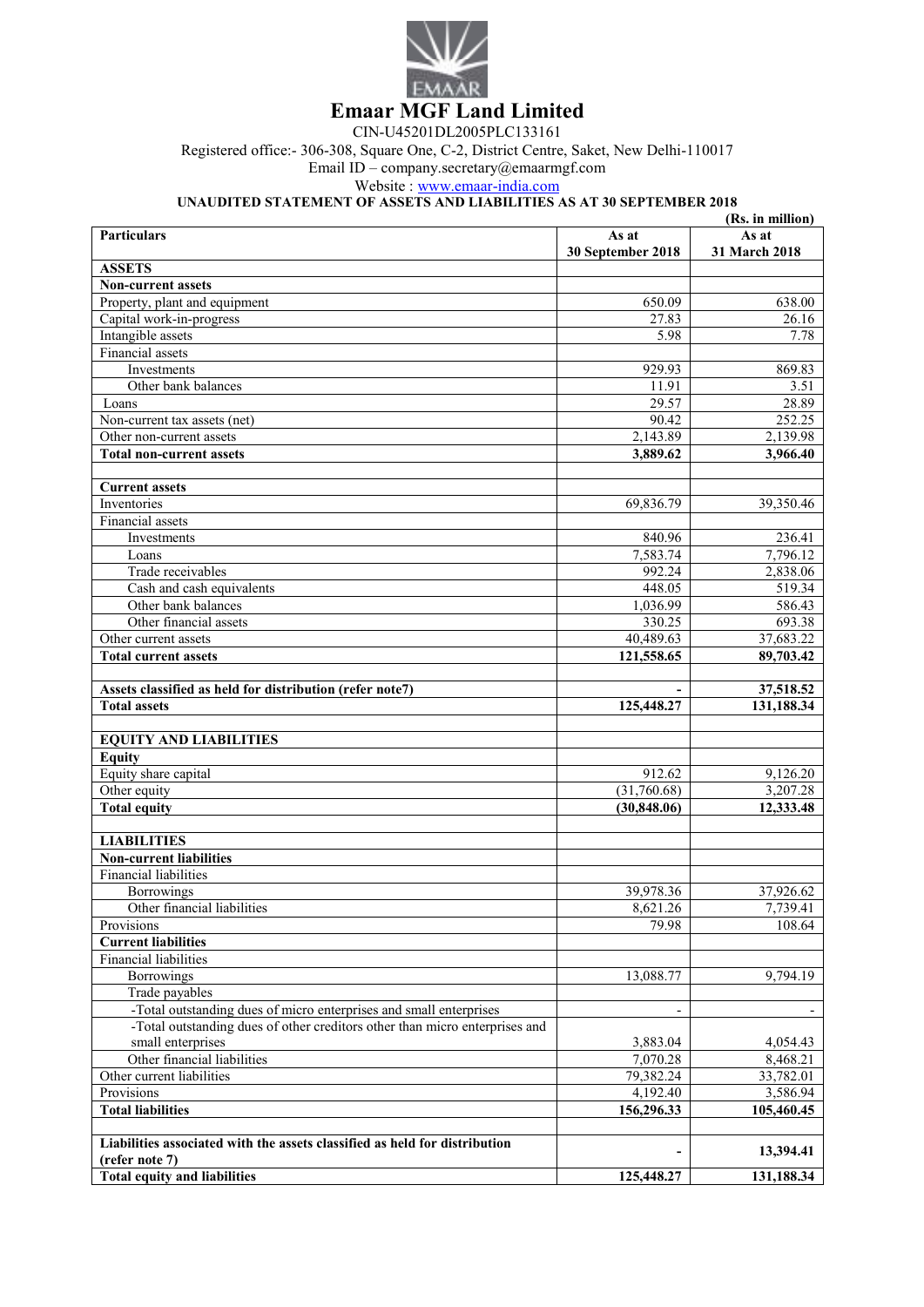# Emaar MGF Land Limited

CIN-U45201DL2005PLC133161

Registered office:- 306-308, Square One, C-2, District Centre, Saket, New Delhi-110017

Email ID – company.secretary@emaarmgf.com

Website : www.emaar-india.com

**UNAUDITED STATEMENT OF ASSETS AND LIABILITIES AS AT 30 SEPTEMBER 2018**

(Rs. in million)

| **Particulars** | **As at 30 September 2018** | **As at 31 March 2018** |
|---|---|---|
| **ASSETS** | | |
| **Non-current assets** | | |
| Property, plant and equipment | 650.09 | 638.00 |
| Capital work-in-progress | 27.83 | 26.16 |
| Intangible assets | 5.98 | 7.78 |
| Financial assets | | |
| Investments | 929.93 | 869.83 |
| Other bank balances | 11.91 | 3.51 |
| Loans | 29.57 | 28.89 |
| Non-current tax assets (net) | 90.42 | 252.25 |
| Other non-current assets | 2,143.89 | 2,139.98 |
| **Total non-current assets** | **3,889.62** | **3,966.40** |
| | | |
| **Current assets** | | |
| Inventories | 69,836.79 | 39,350.46 |
| Financial assets | | |
| Investments | 840.96 | 236.41 |
| Loans | 7,583.74 | 7,796.12 |
| Trade receivables | 992.24 | 2,838.06 |
| Cash and cash equivalents | 448.05 | 519.34 |
| Other bank balances | 1,036.99 | 586.43 |
| Other financial assets | 330.25 | 693.38 |
| Other current assets | 40,489.63 | 37,683.22 |
| **Total current assets** | **121,558.65** | **89,703.42** |
| | | |
| **Assets classified as held for distribution (refer note7)** | **-** | **37,518.52** |
| **Total assets** | **125,448.27** | **131,188.34** |
| | | |
| **EQUITY AND LIABILITIES** | | |
| **Equity** | | |
| Equity share capital | 912.62 | 9,126.20 |
| Other equity | (31,760.68) | 3,207.28 |
| **Total equity** | **(30,848.06)** | **12,333.48** |
| | | |
| **LIABILITIES** | | |
| **Non-current liabilities** | | |
| Financial liabilities | | |
| Borrowings | 39,978.36 | 37,926.62 |
| Other financial liabilities | 8,621.26 | 7,739.41 |
| Provisions | 79.98 | 108.64 |
| **Current liabilities** | | |
| Financial liabilities | | |
| Borrowings | 13,088.77 | 9,794.19 |
| Trade payables | | |
| -Total outstanding dues of micro enterprises and small enterprises | - | - |
| -Total outstanding dues of other creditors other than micro enterprises and small enterprises | 3,883.04 | 4,054.43 |
| Other financial liabilities | 7,070.28 | 8,468.21 |
| Other current liabilities | 79,382.24 | 33,782.01 |
| Provisions | 4,192.40 | 3,586.94 |
| **Total liabilities** | **156,296.33** | **105,460.45** |
| | | |
| **Liabilities associated with the assets classified as held for distribution (refer note 7)** | **-** | **13,394.41** |
| **Total equity and liabilities** | **125,448.27** | **131,188.34** |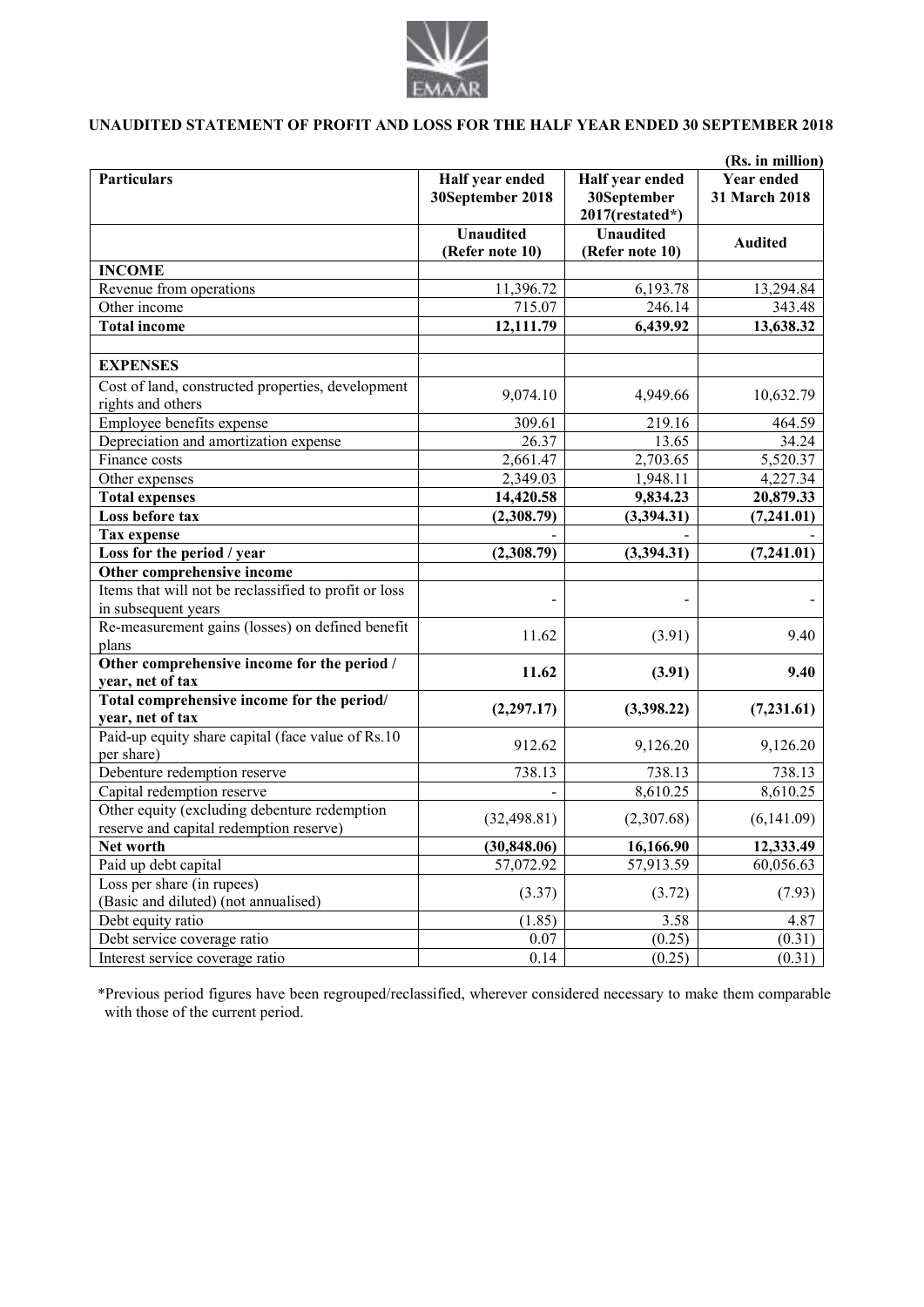EMAAR

## UNAUDITED STATEMENT OF PROFIT AND LOSS FOR THE HALF YEAR ENDED 30 SEPTEMBER 2018

(Rs. in million)

| Particulars | Half year ended 30September 2018 | Half year ended 30September 2017(restated*) | Year ended 31 March 2018 |
|---|---|---|---|
| | Unaudited (Refer note 10) | Unaudited (Refer note 10) | Audited |
| **INCOME** | | | |
| Revenue from operations | 11,396.72 | 6,193.78 | 13,294.84 |
| Other income | 715.07 | 246.14 | 343.48 |
| **Total income** | **12,111.79** | **6,439.92** | **13,638.32** |
| | | | |
| **EXPENSES** | | | |
| Cost of land, constructed properties, development rights and others | 9,074.10 | 4,949.66 | 10,632.79 |
| Employee benefits expense | 309.61 | 219.16 | 464.59 |
| Depreciation and amortization expense | 26.37 | 13.65 | 34.24 |
| Finance costs | 2,661.47 | 2,703.65 | 5,520.37 |
| Other expenses | 2,349.03 | 1,948.11 | 4,227.34 |
| **Total expenses** | **14,420.58** | **9,834.23** | **20,879.33** |
| **Loss before tax** | **(2,308.79)** | **(3,394.31)** | **(7,241.01)** |
| **Tax expense** | - | - | - |
| **Loss for the period / year** | **(2,308.79)** | **(3,394.31)** | **(7,241.01)** |
| **Other comprehensive income** | | | |
| Items that will not be reclassified to profit or loss in subsequent years | - | - | - |
| Re-measurement gains (losses) on defined benefit plans | 11.62 | (3.91) | 9.40 |
| **Other comprehensive income for the period / year, net of tax** | **11.62** | **(3.91)** | **9.40** |
| **Total comprehensive income for the period/ year, net of tax** | **(2,297.17)** | **(3,398.22)** | **(7,231.61)** |
| Paid-up equity share capital (face value of Rs.10 per share) | 912.62 | 9,126.20 | 9,126.20 |
| Debenture redemption reserve | 738.13 | 738.13 | 738.13 |
| Capital redemption reserve | - | 8,610.25 | 8,610.25 |
| Other equity (excluding debenture redemption reserve and capital redemption reserve) | (32,498.81) | (2,307.68) | (6,141.09) |
| **Net worth** | **(30,848.06)** | **16,166.90** | **12,333.49** |
| Paid up debt capital | 57,072.92 | 57,913.59 | 60,056.63 |
| Loss per share (in rupees) (Basic and diluted) (not annualised) | (3.37) | (3.72) | (7.93) |
| Debt equity ratio | (1.85) | 3.58 | 4.87 |
| Debt service coverage ratio | 0.07 | (0.25) | (0.31) |
| Interest service coverage ratio | 0.14 | (0.25) | (0.31) |

*Previous period figures have been regrouped/reclassified, wherever considered necessary to make them comparable with those of the current period.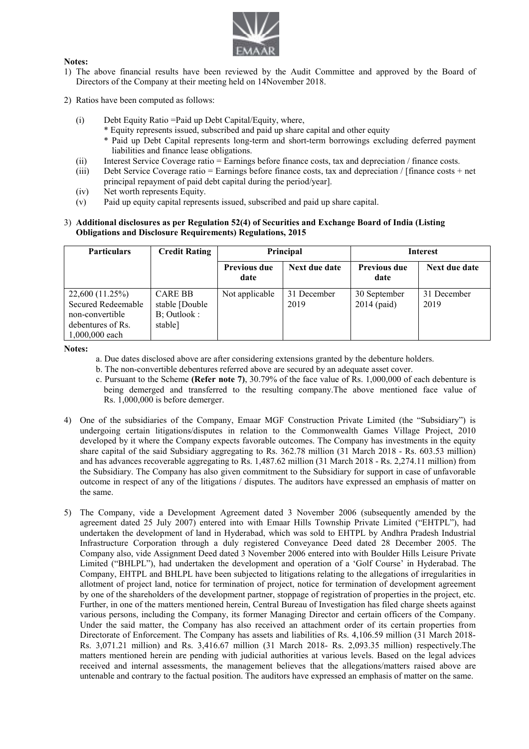**Notes:**

1) The above financial results have been reviewed by the Audit Committee and approved by the Board of Directors of the Company at their meeting held on 14November 2018.

2) Ratios have been computed as follows:

   (i) Debt Equity Ratio =Paid up Debt Capital/Equity, where,
   * Equity represents issued, subscribed and paid up share capital and other equity
   * Paid up Debt Capital represents long-term and short-term borrowings excluding deferred payment liabilities and finance lease obligations.

   (ii) Interest Service Coverage ratio = Earnings before finance costs, tax and depreciation / finance costs.

   (iii) Debt Service Coverage ratio = Earnings before finance costs, tax and depreciation / [finance costs + net principal repayment of paid debt capital during the period/year].

   (iv) Net worth represents Equity.

   (v) Paid up equity capital represents issued, subscribed and paid up share capital.

3) **Additional disclosures as per Regulation 52(4) of Securities and Exchange Board of India (Listing Obligations and Disclosure Requirements) Regulations, 2015**

| Particulars | Credit Rating | Principal | | Interest | |
|---|---|---|---|---|---|
| | | Previous due date | Next due date | Previous due date | Next due date |
| 22,600 (11.25%) Secured Redeemable non-convertible debentures of Rs. 1,000,000 each | CARE BB stable [Double B; Outlook : stable] | Not applicable | 31 December 2019 | 30 September 2014 (paid) | 31 December 2019 |

**Notes:**

a. Due dates disclosed above are after considering extensions granted by the debenture holders.

b. The non-convertible debentures referred above are secured by an adequate asset cover.

c. Pursuant to the Scheme **(Refer note 7)**, 30.79% of the face value of Rs. 1,000,000 of each debenture is being demerged and transferred to the resulting company.The above mentioned face value of Rs. 1,000,000 is before demerger.

4) One of the subsidiaries of the Company, Emaar MGF Construction Private Limited (the "Subsidiary") is undergoing certain litigations/disputes in relation to the Commonwealth Games Village Project, 2010 developed by it where the Company expects favorable outcomes. The Company has investments in the equity share capital of the said Subsidiary aggregating to Rs. 362.78 million (31 March 2018 - Rs. 603.53 million) and has advances recoverable aggregating to Rs. 1,487.62 million (31 March 2018 - Rs. 2,274.11 million) from the Subsidiary. The Company has also given commitment to the Subsidiary for support in case of unfavorable outcome in respect of any of the litigations / disputes. The auditors have expressed an emphasis of matter on the same.

5) The Company, vide a Development Agreement dated 3 November 2006 (subsequently amended by the agreement dated 25 July 2007) entered into with Emaar Hills Township Private Limited ("EHTPL"), had undertaken the development of land in Hyderabad, which was sold to EHTPL by Andhra Pradesh Industrial Infrastructure Corporation through a duly registered Conveyance Deed dated 28 December 2005. The Company also, vide Assignment Deed dated 3 November 2006 entered into with Boulder Hills Leisure Private Limited ("BHLPL"), had undertaken the development and operation of a 'Golf Course' in Hyderabad. The Company, EHTPL and BHLPL have been subjected to litigations relating to the allegations of irregularities in allotment of project land, notice for termination of project, notice for termination of development agreement by one of the shareholders of the development partner, stoppage of registration of properties in the project, etc. Further, in one of the matters mentioned herein, Central Bureau of Investigation has filed charge sheets against various persons, including the Company, its former Managing Director and certain officers of the Company. Under the said matter, the Company has also received an attachment order of its certain properties from Directorate of Enforcement. The Company has assets and liabilities of Rs. 4,106.59 million (31 March 2018- Rs. 3,071.21 million) and Rs. 3,416.67 million (31 March 2018- Rs. 2,093.35 million) respectively.The matters mentioned herein are pending with judicial authorities at various levels. Based on the legal advices received and internal assessments, the management believes that the allegations/matters raised above are untenable and contrary to the factual position. The auditors have expressed an emphasis of matter on the same.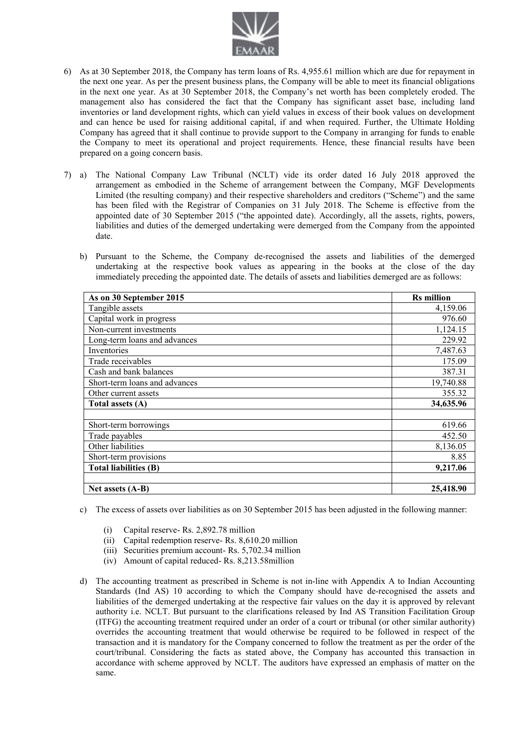6) As at 30 September 2018, the Company has term loans of Rs. 4,955.61 million which are due for repayment in the next one year. As per the present business plans, the Company will be able to meet its financial obligations in the next one year. As at 30 September 2018, the Company's net worth has been completely eroded. The management also has considered the fact that the Company has significant asset base, including land inventories or land development rights, which can yield values in excess of their book values on development and can hence be used for raising additional capital, if and when required. Further, the Ultimate Holding Company has agreed that it shall continue to provide support to the Company in arranging for funds to enable the Company to meet its operational and project requirements. Hence, these financial results have been prepared on a going concern basis.

7) a) The National Company Law Tribunal (NCLT) vide its order dated 16 July 2018 approved the arrangement as embodied in the Scheme of arrangement between the Company, MGF Developments Limited (the resulting company) and their respective shareholders and creditors ("Scheme") and the same has been filed with the Registrar of Companies on 31 July 2018. The Scheme is effective from the appointed date of 30 September 2015 ("the appointed date). Accordingly, all the assets, rights, powers, liabilities and duties of the demerged undertaking were demerged from the Company from the appointed date.

   b) Pursuant to the Scheme, the Company de-recognised the assets and liabilities of the demerged undertaking at the respective book values as appearing in the books at the close of the day immediately preceding the appointed date. The details of assets and liabilities demerged are as follows:

| **As on 30 September 2015** | **Rs million** |
|---|---|
| Tangible assets | 4,159.06 |
| Capital work in progress | 976.60 |
| Non-current investments | 1,124.15 |
| Long-term loans and advances | 229.92 |
| Inventories | 7,487.63 |
| Trade receivables | 175.09 |
| Cash and bank balances | 387.31 |
| Short-term loans and advances | 19,740.88 |
| Other current assets | 355.32 |
| **Total assets (A)** | **34,635.96** |
| | |
| Short-term borrowings | 619.66 |
| Trade payables | 452.50 |
| Other liabilities | 8,136.05 |
| Short-term provisions | 8.85 |
| **Total liabilities (B)** | **9,217.06** |
| | |
| **Net assets (A-B)** | **25,418.90** |

   c) The excess of assets over liabilities as on 30 September 2015 has been adjusted in the following manner:

      (i) Capital reserve- Rs. 2,892.78 million
      (ii) Capital redemption reserve- Rs. 8,610.20 million
      (iii) Securities premium account- Rs. 5,702.34 million
      (iv) Amount of capital reduced- Rs. 8,213.58million

   d) The accounting treatment as prescribed in Scheme is not in-line with Appendix A to Indian Accounting Standards (Ind AS) 10 according to which the Company should have de-recognised the assets and liabilities of the demerged undertaking at the respective fair values on the day it is approved by relevant authority i.e. NCLT. But pursuant to the clarifications released by Ind AS Transition Facilitation Group (ITFG) the accounting treatment required under an order of a court or tribunal (or other similar authority) overrides the accounting treatment that would otherwise be required to be followed in respect of the transaction and it is mandatory for the Company concerned to follow the treatment as per the order of the court/tribunal. Considering the facts as stated above, the Company has accounted this transaction in accordance with scheme approved by NCLT. The auditors have expressed an emphasis of matter on the same.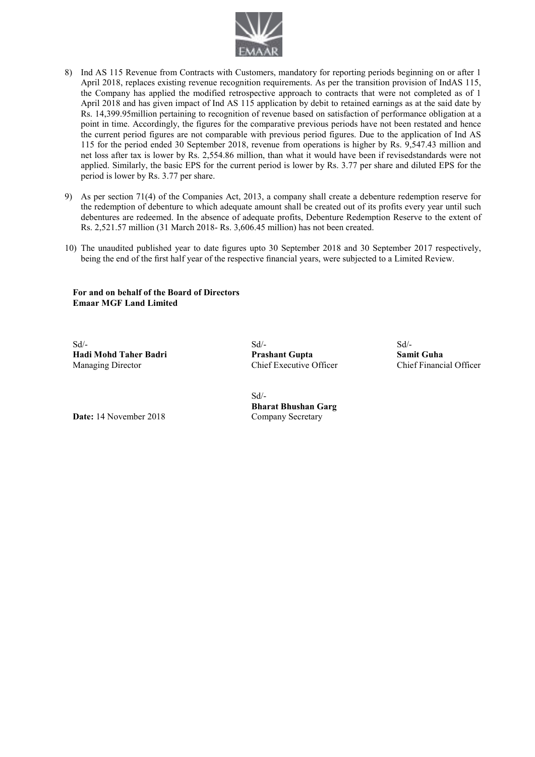8) Ind AS 115 Revenue from Contracts with Customers, mandatory for reporting periods beginning on or after 1 April 2018, replaces existing revenue recognition requirements. As per the transition provision of IndAS 115, the Company has applied the modified retrospective approach to contracts that were not completed as of 1 April 2018 and has given impact of Ind AS 115 application by debit to retained earnings as at the said date by Rs. 14,399.95million pertaining to recognition of revenue based on satisfaction of performance obligation at a point in time. Accordingly, the figures for the comparative previous periods have not been restated and hence the current period figures are not comparable with previous period figures. Due to the application of Ind AS 115 for the period ended 30 September 2018, revenue from operations is higher by Rs. 9,547.43 million and net loss after tax is lower by Rs. 2,554.86 million, than what it would have been if revisedstandards were not applied. Similarly, the basic EPS for the current period is lower by Rs. 3.77 per share and diluted EPS for the period is lower by Rs. 3.77 per share.

9) As per section 71(4) of the Companies Act, 2013, a company shall create a debenture redemption reserve for the redemption of debenture to which adequate amount shall be created out of its profits every year until such debentures are redeemed. In the absence of adequate profits, Debenture Redemption Reserve to the extent of Rs. 2,521.57 million (31 March 2018- Rs. 3,606.45 million) has not been created.

10) The unaudited published year to date figures upto 30 September 2018 and 30 September 2017 respectively, being the end of the first half year of the respective financial years, were subjected to a Limited Review.

**For and on behalf of the Board of Directors**
**Emaar MGF Land Limited**

Sd/-
**Hadi Mohd Taher Badri**
Managing Director

Sd/-
**Prashant Gupta**
Chief Executive Officer

Sd/-
**Samit Guha**
Chief Financial Officer

Sd/-
**Bharat Bhushan Garg**
Company Secretary

**Date:** 14 November 2018